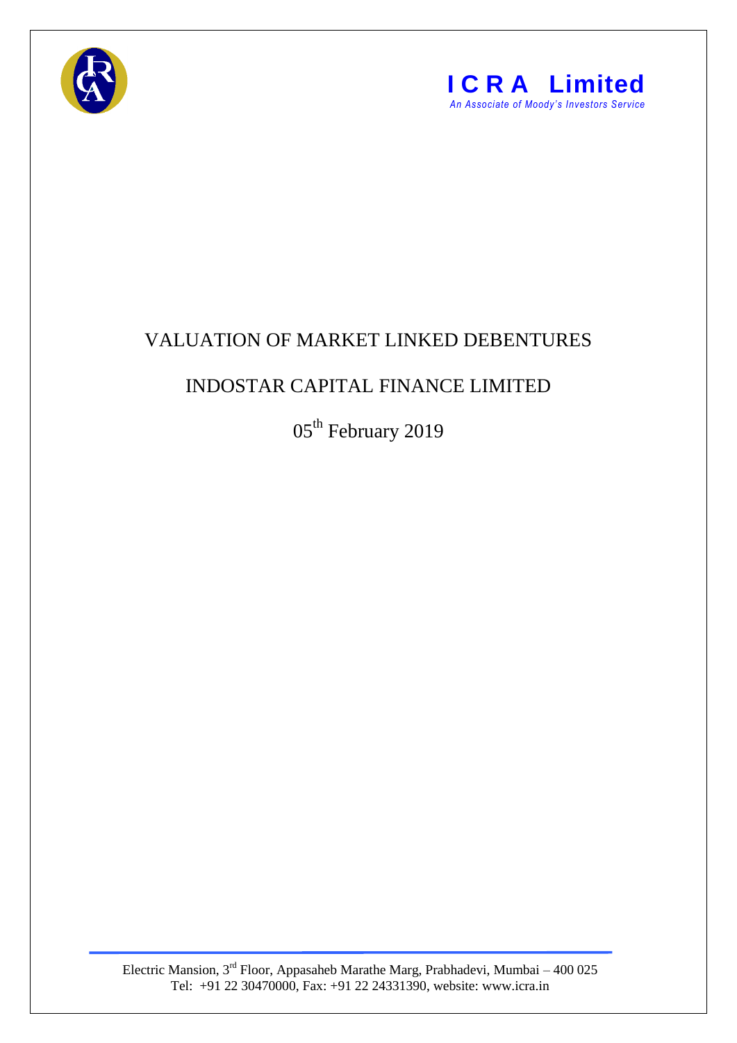**ICRA Limited**
*An Associate of Moody's Investors Service*

# VALUATION OF MARKET LINKED DEBENTURES

## INDOSTAR CAPITAL FINANCE LIMITED

05th February 2019

Electric Mansion, 3rd Floor, Appasaheb Marathe Marg, Prabhadevi, Mumbai – 400 025
Tel: +91 22 30470000, Fax: +91 22 24331390, website: www.icra.in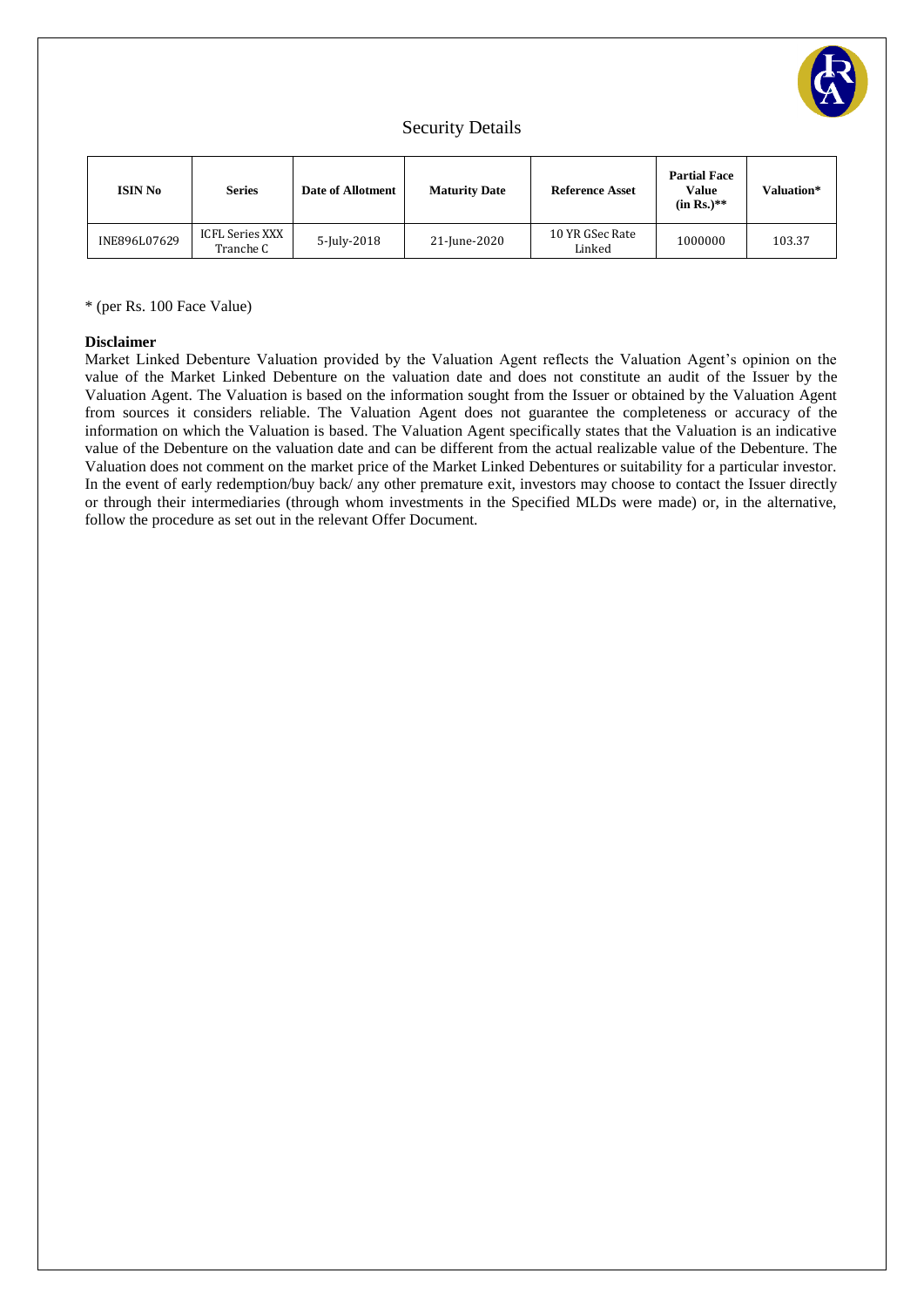## Security Details

| ISIN No | Series | Date of Allotment | Maturity Date | Reference Asset | Partial Face Value (in Rs.)** | Valuation* |
|---|---|---|---|---|---|---|
| INE896L07629 | ICFL Series XXX Tranche C | 5-July-2018 | 21-June-2020 | 10 YR GSec Rate Linked | 1000000 | 103.37 |

* (per Rs. 100 Face Value)

**Disclaimer**

Market Linked Debenture Valuation provided by the Valuation Agent reflects the Valuation Agent's opinion on the value of the Market Linked Debenture on the valuation date and does not constitute an audit of the Issuer by the Valuation Agent. The Valuation is based on the information sought from the Issuer or obtained by the Valuation Agent from sources it considers reliable. The Valuation Agent does not guarantee the completeness or accuracy of the information on which the Valuation is based. The Valuation Agent specifically states that the Valuation is an indicative value of the Debenture on the valuation date and can be different from the actual realizable value of the Debenture. The Valuation does not comment on the market price of the Market Linked Debentures or suitability for a particular investor. In the event of early redemption/buy back/ any other premature exit, investors may choose to contact the Issuer directly or through their intermediaries (through whom investments in the Specified MLDs were made) or, in the alternative, follow the procedure as set out in the relevant Offer Document.